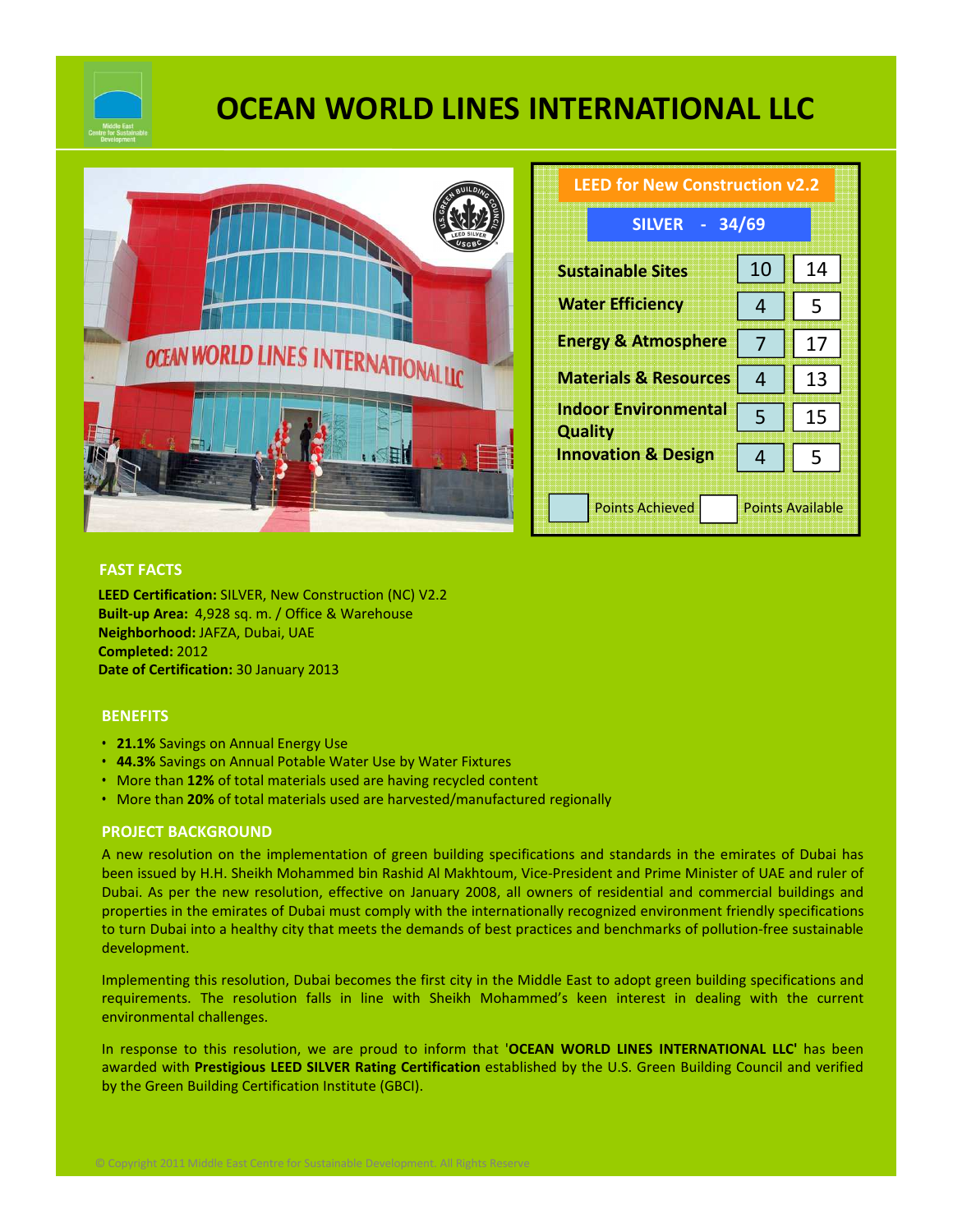# OCEAN WORLD LINES INTERNATIONAL LLC

**LEED for New Construction v2.2**

**SILVER - 34/69**

| Category | Points Achieved | Points Available |
|---|---|---|
| Sustainable Sites | 10 | 14 |
| Water Efficiency | 4 | 5 |
| Energy & Atmosphere | 7 | 17 |
| Materials & Resources | 4 | 13 |
| Indoor Environmental Quality | 5 | 15 |
| Innovation & Design | 4 | 5 |

## FAST FACTS

**LEED Certification:** SILVER, New Construction (NC) V2.2
**Built-up Area:** 4,928 sq. m. / Office & Warehouse
**Neighborhood:** JAFZA, Dubai, UAE
**Completed:** 2012
**Date of Certification:** 30 January 2013

## BENEFITS

- **21.1%** Savings on Annual Energy Use
- **44.3%** Savings on Annual Potable Water Use by Water Fixtures
- More than **12%** of total materials used are having recycled content
- More than **20%** of total materials used are harvested/manufactured regionally

## PROJECT BACKGROUND

A new resolution on the implementation of green building specifications and standards in the emirates of Dubai has been issued by H.H. Sheikh Mohammed bin Rashid Al Makhtoum, Vice-President and Prime Minister of UAE and ruler of Dubai. As per the new resolution, effective on January 2008, all owners of residential and commercial buildings and properties in the emirates of Dubai must comply with the internationally recognized environment friendly specifications to turn Dubai into a healthy city that meets the demands of best practices and benchmarks of pollution-free sustainable development.

Implementing this resolution, Dubai becomes the first city in the Middle East to adopt green building specifications and requirements. The resolution falls in line with Sheikh Mohammed's keen interest in dealing with the current environmental challenges.

In response to this resolution, we are proud to inform that '**OCEAN WORLD LINES INTERNATIONAL LLC**' has been awarded with **Prestigious LEED SILVER Rating Certification** established by the U.S. Green Building Council and verified by the Green Building Certification Institute (GBCI).

© Copyright 2011 Middle East Centre for Sustainable Development. All Rights Reserve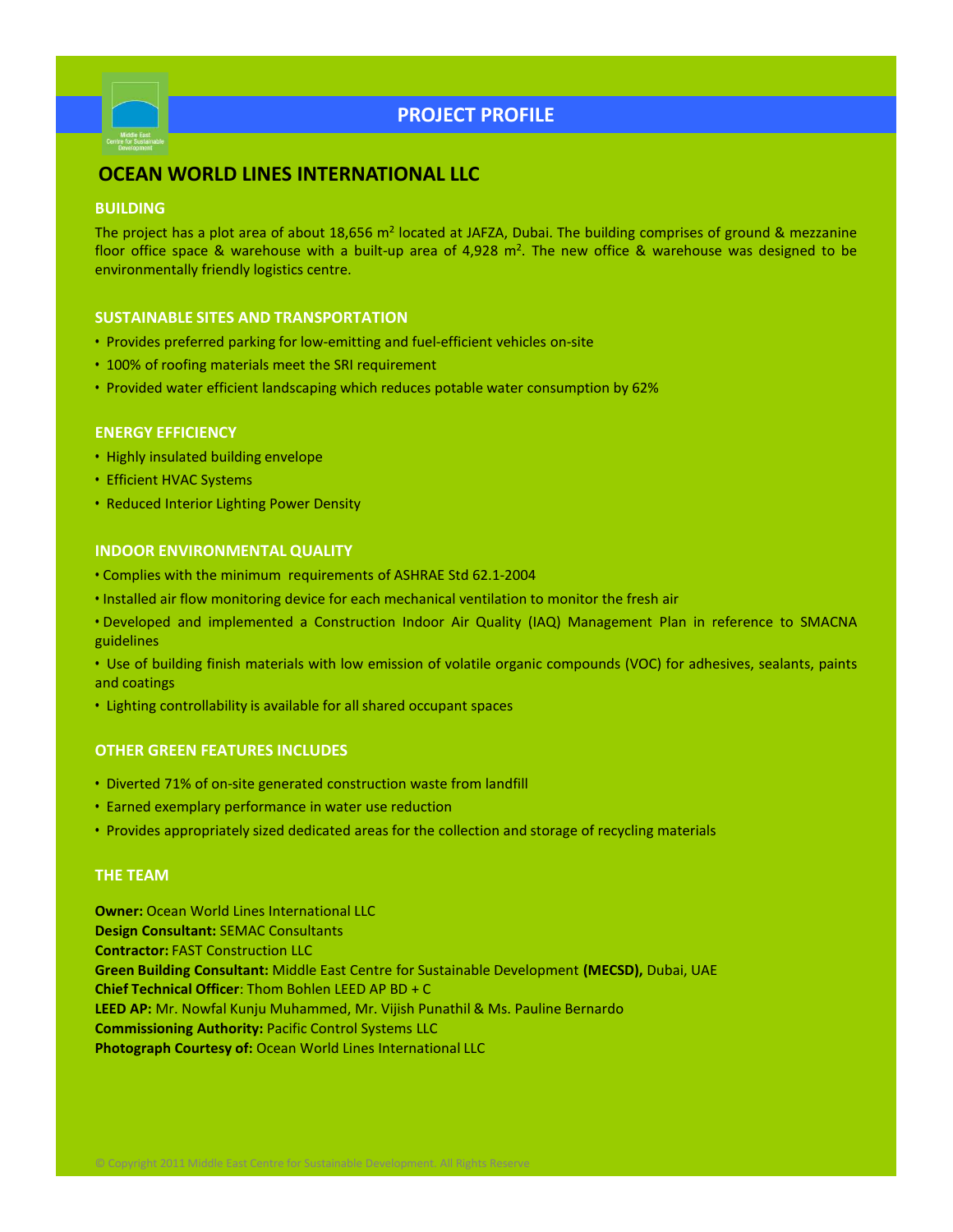# PROJECT PROFILE

## OCEAN WORLD LINES INTERNATIONAL LLC

### BUILDING

The project has a plot area of about 18,656 $m^2$ located at JAFZA, Dubai. The building comprises of ground & mezzanine floor office space & warehouse with a built-up area of 4,928 $m^2$. The new office & warehouse was designed to be environmentally friendly logistics centre.

### SUSTAINABLE SITES AND TRANSPORTATION

- Provides preferred parking for low-emitting and fuel-efficient vehicles on-site
- 100% of roofing materials meet the SRI requirement
- Provided water efficient landscaping which reduces potable water consumption by 62%

### ENERGY EFFICIENCY

- Highly insulated building envelope
- Efficient HVAC Systems
- Reduced Interior Lighting Power Density

### INDOOR ENVIRONMENTAL QUALITY

- Complies with the minimum requirements of ASHRAE Std 62.1-2004
- Installed air flow monitoring device for each mechanical ventilation to monitor the fresh air
- Developed and implemented a Construction Indoor Air Quality (IAQ) Management Plan in reference to SMACNA guidelines
- Use of building finish materials with low emission of volatile organic compounds (VOC) for adhesives, sealants, paints and coatings
- Lighting controllability is available for all shared occupant spaces

### OTHER GREEN FEATURES INCLUDES

- Diverted 71% of on-site generated construction waste from landfill
- Earned exemplary performance in water use reduction
- Provides appropriately sized dedicated areas for the collection and storage of recycling materials

### THE TEAM

**Owner:** Ocean World Lines International LLC
**Design Consultant:** SEMAC Consultants
**Contractor:** FAST Construction LLC
**Green Building Consultant:** Middle East Centre for Sustainable Development **(MECSD),** Dubai, UAE
**Chief Technical Officer**: Thom Bohlen LEED AP BD + C
**LEED AP:** Mr. Nowfal Kunju Muhammed, Mr. Vijish Punathil & Ms. Pauline Bernardo
**Commissioning Authority:** Pacific Control Systems LLC
**Photograph Courtesy of:** Ocean World Lines International LLC

© Copyright 2011 Middle East Centre for Sustainable Development. All Rights Reserve